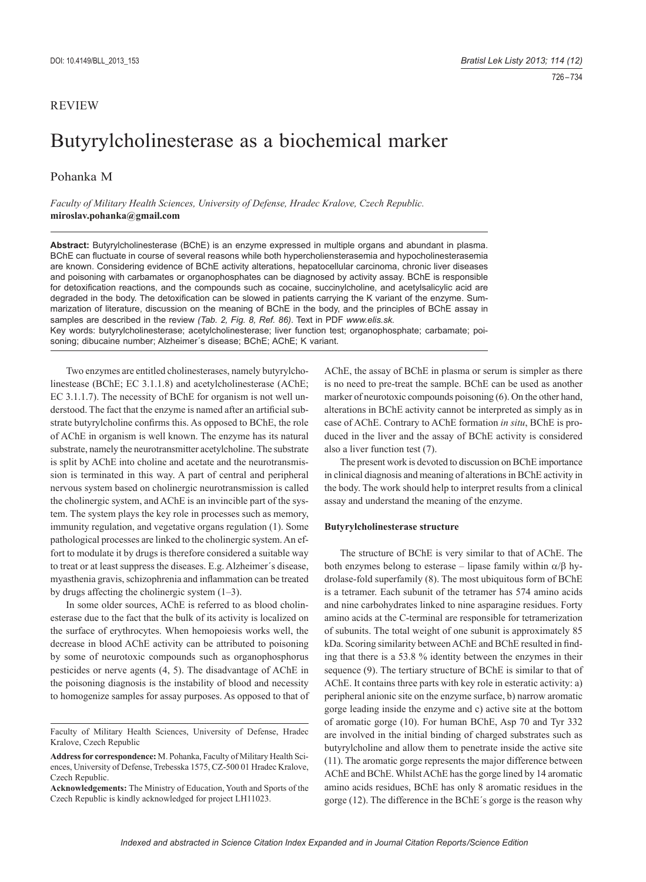REVIEW

# Butyrylcholinesterase as a biochemical marker

Pohanka M

*Faculty of Military Health Sciences, University of Defense, Hradec Kralove, Czech Republic.*
**miroslav.pohanka@gmail.com**

**Abstract:** Butyrylcholinesterase (BChE) is an enzyme expressed in multiple organs and abundant in plasma. BChE can fluctuate in course of several reasons while both hypercholiensterasemia and hypocholinesterasemia are known. Considering evidence of BChE activity alterations, hepatocellular carcinoma, chronic liver diseases and poisoning with carbamates or organophosphates can be diagnosed by activity assay. BChE is responsible for detoxification reactions, and the compounds such as cocaine, succinylcholine, and acetylsalicylic acid are degraded in the body. The detoxification can be slowed in patients carrying the K variant of the enzyme. Summarization of literature, discussion on the meaning of BChE in the body, and the principles of BChE assay in samples are described in the review *(Tab. 2, Fig. 8, Ref. 86)*. Text in PDF *www.elis.sk.*
Key words: butyrylcholinesterase; acetylcholinesterase; liver function test; organophosphate; carbamate; poisoning; dibucaine number; Alzheimer´s disease; BChE; AChE; K variant.

Two enzymes are entitled cholinesterases, namely butyrylcholinestease (BChE; EC 3.1.1.8) and acetylcholinesterase (AChE; EC 3.1.1.7). The necessity of BChE for organism is not well understood. The fact that the enzyme is named after an artificial substrate butyrylcholine confirms this. As opposed to BChE, the role of AChE in organism is well known. The enzyme has its natural substrate, namely the neurotransmitter acetylcholine. The substrate is split by AChE into choline and acetate and the neurotransmission is terminated in this way. A part of central and peripheral nervous system based on cholinergic neurotransmission is called the cholinergic system, and AChE is an invincible part of the system. The system plays the key role in processes such as memory, immunity regulation, and vegetative organs regulation (1). Some pathological processes are linked to the cholinergic system. An effort to modulate it by drugs is therefore considered a suitable way to treat or at least suppress the diseases. E.g. Alzheimer´s disease, myasthenia gravis, schizophrenia and inflammation can be treated by drugs affecting the cholinergic system (1–3).

In some older sources, AChE is referred to as blood cholinesterase due to the fact that the bulk of its activity is localized on the surface of erythrocytes. When hemopoiesis works well, the decrease in blood AChE activity can be attributed to poisoning by some of neurotoxic compounds such as organophosphorus pesticides or nerve agents (4, 5). The disadvantage of AChE in the poisoning diagnosis is the instability of blood and necessity to homogenize samples for assay purposes. As opposed to that of AChE, the assay of BChE in plasma or serum is simpler as there is no need to pre-treat the sample. BChE can be used as another marker of neurotoxic compounds poisoning (6). On the other hand, alterations in BChE activity cannot be interpreted as simply as in case of AChE. Contrary to AChE formation *in situ*, BChE is produced in the liver and the assay of BChE activity is considered also a liver function test (7).

The present work is devoted to discussion on BChE importance in clinical diagnosis and meaning of alterations in BChE activity in the body. The work should help to interpret results from a clinical assay and understand the meaning of the enzyme.

### Butyrylcholinesterase structure

The structure of BChE is very similar to that of AChE. The both enzymes belong to esterase – lipase family within $\alpha/\beta$ hydrolase-fold superfamily (8). The most ubiquitous form of BChE is a tetramer. Each subunit of the tetramer has 574 amino acids and nine carbohydrates linked to nine asparagine residues. Forty amino acids at the C-terminal are responsible for tetramerization of subunits. The total weight of one subunit is approximately 85 kDa. Scoring similarity between AChE and BChE resulted in finding that there is a 53.8 % identity between the enzymes in their sequence (9). The tertiary structure of BChE is similar to that of AChE. It contains three parts with key role in esteratic activity: a) peripheral anionic site on the enzyme surface, b) narrow aromatic gorge leading inside the enzyme and c) active site at the bottom of aromatic gorge (10). For human BChE, Asp 70 and Tyr 332 are involved in the initial binding of charged substrates such as butyrylcholine and allow them to penetrate inside the active site (11). The aromatic gorge represents the major difference between AChE and BChE. Whilst AChE has the gorge lined by 14 aromatic amino acids residues, BChE has only 8 aromatic residues in the gorge (12). The difference in the BChE´s gorge is the reason why

Faculty of Military Health Sciences, University of Defense, Hradec Kralove, Czech Republic

**Address for correspondence:** M. Pohanka, Faculty of Military Health Sciences, University of Defense, Trebesska 1575, CZ-500 01 Hradec Kralove, Czech Republic.

**Acknowledgements:** The Ministry of Education, Youth and Sports of the Czech Republic is kindly acknowledged for project LH11023.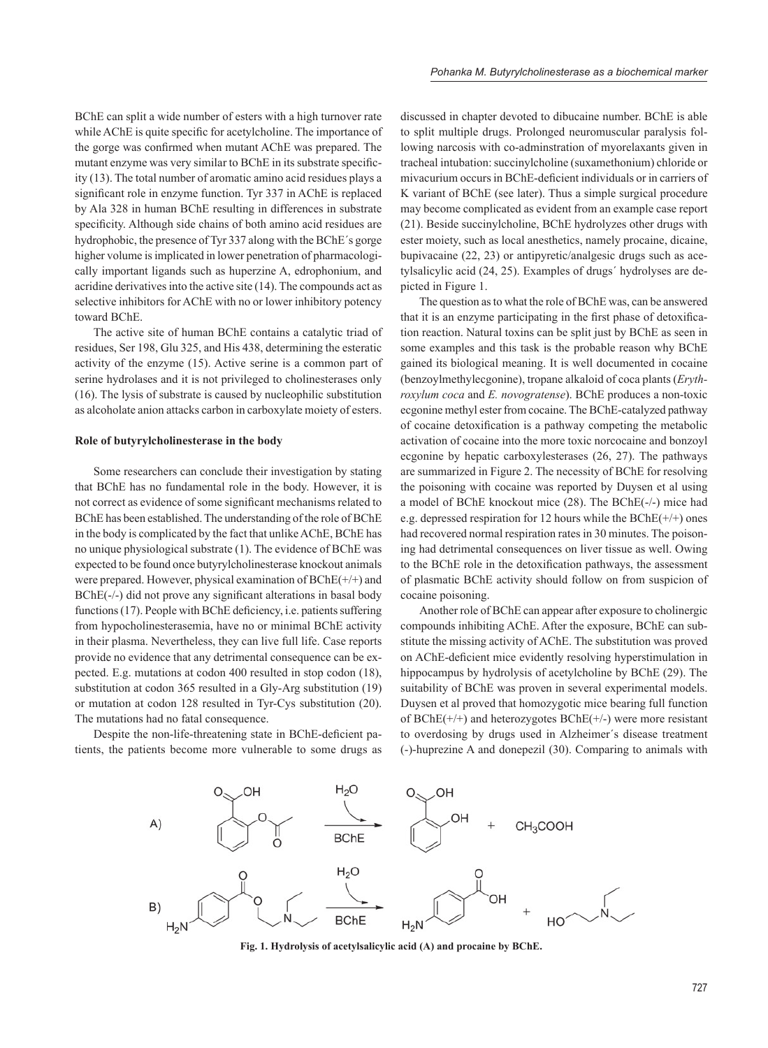BChE can split a wide number of esters with a high turnover rate while AChE is quite specific for acetylcholine. The importance of the gorge was confirmed when mutant AChE was prepared. The mutant enzyme was very similar to BChE in its substrate specificity (13). The total number of aromatic amino acid residues plays a significant role in enzyme function. Tyr 337 in AChE is replaced by Ala 328 in human BChE resulting in differences in substrate specificity. Although side chains of both amino acid residues are hydrophobic, the presence of Tyr 337 along with the BChE´s gorge higher volume is implicated in lower penetration of pharmacologically important ligands such as huperzine A, edrophonium, and acridine derivatives into the active site (14). The compounds act as selective inhibitors for AChE with no or lower inhibitory potency toward BChE.

The active site of human BChE contains a catalytic triad of residues, Ser 198, Glu 325, and His 438, determining the esteratic activity of the enzyme (15). Active serine is a common part of serine hydrolases and it is not privileged to cholinesterases only (16). The lysis of substrate is caused by nucleophilic substitution as alcoholate anion attacks carbon in carboxylate moiety of esters.

#### Role of butyrylcholinesterase in the body

Some researchers can conclude their investigation by stating that BChE has no fundamental role in the body. However, it is not correct as evidence of some significant mechanisms related to BChE has been established. The understanding of the role of BChE in the body is complicated by the fact that unlike AChE, BChE has no unique physiological substrate (1). The evidence of BChE was expected to be found once butyrylcholinesterase knockout animals were prepared. However, physical examination of BChE(+/+) and BChE(-/-) did not prove any significant alterations in basal body functions (17). People with BChE deficiency, i.e. patients suffering from hypocholinesterasemia, have no or minimal BChE activity in their plasma. Nevertheless, they can live full life. Case reports provide no evidence that any detrimental consequence can be expected. E.g. mutations at codon 400 resulted in stop codon (18), substitution at codon 365 resulted in a Gly-Arg substitution (19) or mutation at codon 128 resulted in Tyr-Cys substitution (20). The mutations had no fatal consequence.

Despite the non-life-threatening state in BChE-deficient patients, the patients become more vulnerable to some drugs as discussed in chapter devoted to dibucaine number. BChE is able to split multiple drugs. Prolonged neuromuscular paralysis following narcosis with co-adminstration of myorelaxants given in tracheal intubation: succinylcholine (suxamethonium) chloride or mivacurium occurs in BChE-deficient individuals or in carriers of K variant of BChE (see later). Thus a simple surgical procedure may become complicated as evident from an example case report (21). Beside succinylcholine, BChE hydrolyzes other drugs with ester moiety, such as local anesthetics, namely procaine, dicaine, bupivacaine (22, 23) or antipyretic/analgesic drugs such as acetylsalicylic acid (24, 25). Examples of drugs´ hydrolyses are depicted in Figure 1.

The question as to what the role of BChE was, can be answered that it is an enzyme participating in the first phase of detoxification reaction. Natural toxins can be split just by BChE as seen in some examples and this task is the probable reason why BChE gained its biological meaning. It is well documented in cocaine (benzoylmethylecgonine), tropane alkaloid of coca plants (*Erythroxylum coca* and *E. novogratense*). BChE produces a non-toxic ecgonine methyl ester from cocaine. The BChE-catalyzed pathway of cocaine detoxification is a pathway competing the metabolic activation of cocaine into the more toxic norcocaine and bonzoyl ecgonine by hepatic carboxylesterases (26, 27). The pathways are summarized in Figure 2. The necessity of BChE for resolving the poisoning with cocaine was reported by Duysen et al using a model of BChE knockout mice (28). The BChE(-/-) mice had e.g. depressed respiration for 12 hours while the BChE(+/+) ones had recovered normal respiration rates in 30 minutes. The poisoning had detrimental consequences on liver tissue as well. Owing to the BChE role in the detoxification pathways, the assessment of plasmatic BChE activity should follow on from suspicion of cocaine poisoning.

Another role of BChE can appear after exposure to cholinergic compounds inhibiting AChE. After the exposure, BChE can substitute the missing activity of AChE. The substitution was proved on AChE-deficient mice evidently resolving hyperstimulation in hippocampus by hydrolysis of acetylcholine by BChE (29). The suitability of BChE was proven in several experimental models. Duysen et al proved that homozygotic mice bearing full function of BChE(+/+) and heterozygotes BChE(+/-) were more resistant to overdosing by drugs used in Alzheimer´s disease treatment (-)-huprezine A and donepezil (30). Comparing to animals with

**Fig. 1. Hydrolysis of acetylsalicylic acid (A) and procaine by BChE.**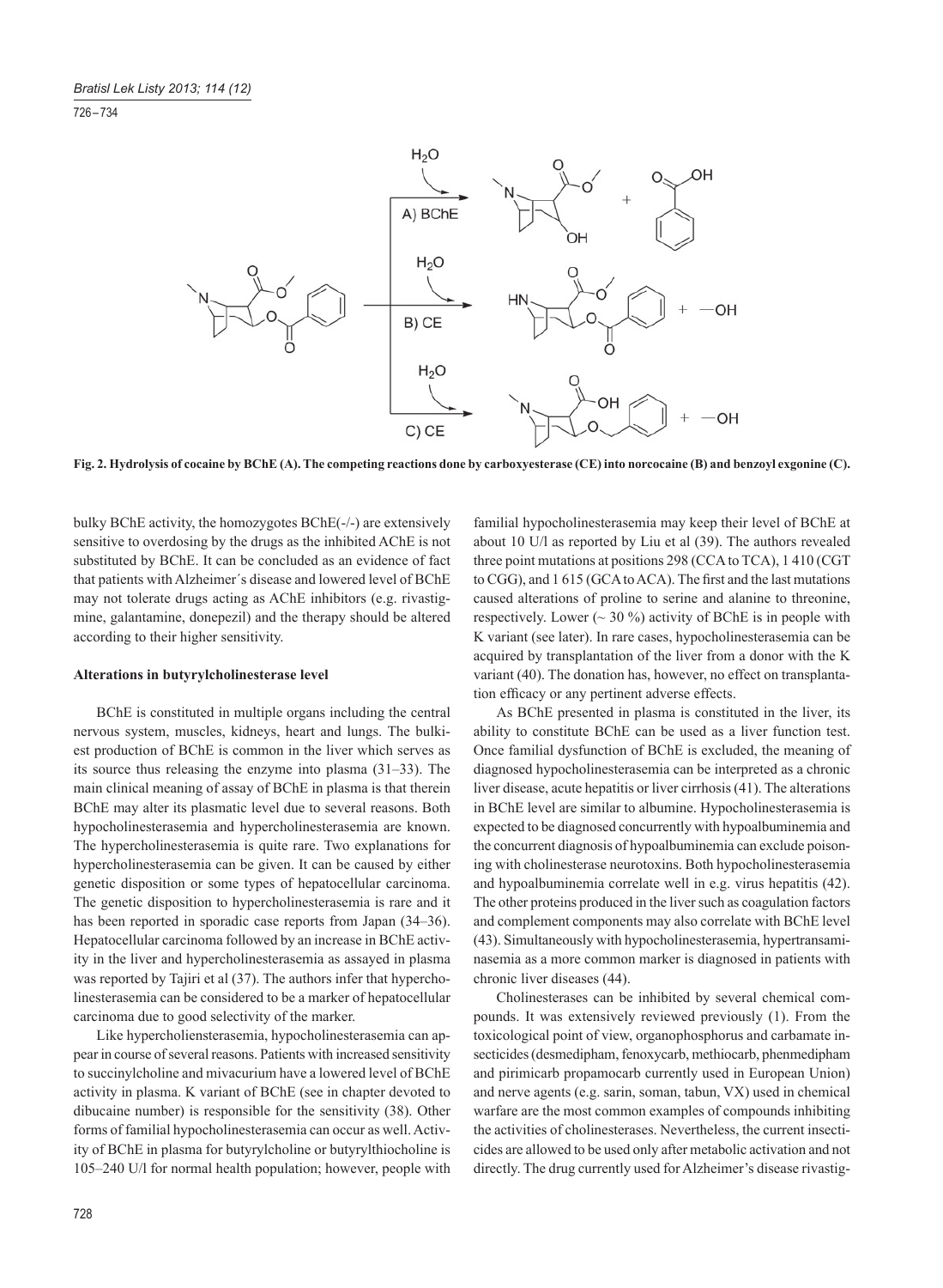Fig. 2. Hydrolysis of cocaine by BChE (A). The competing reactions done by carboxyesterase (CE) into norcocaine (B) and benzoyl exgonine (C).

bulky BChE activity, the homozygotes BChE(-/-) are extensively sensitive to overdosing by the drugs as the inhibited AChE is not substituted by BChE. It can be concluded as an evidence of fact that patients with Alzheimer´s disease and lowered level of BChE may not tolerate drugs acting as AChE inhibitors (e.g. rivastigmine, galantamine, donepezil) and the therapy should be altered according to their higher sensitivity.

## Alterations in butyrylcholinesterase level

BChE is constituted in multiple organs including the central nervous system, muscles, kidneys, heart and lungs. The bulkiest production of BChE is common in the liver which serves as its source thus releasing the enzyme into plasma (31–33). The main clinical meaning of assay of BChE in plasma is that therein BChE may alter its plasmatic level due to several reasons. Both hypocholinesterasemia and hypercholinesterasemia are known. The hypercholinesterasemia is quite rare. Two explanations for hypercholinesterasemia can be given. It can be caused by either genetic disposition or some types of hepatocellular carcinoma. The genetic disposition to hypercholinesterasemia is rare and it has been reported in sporadic case reports from Japan (34–36). Hepatocellular carcinoma followed by an increase in BChE activity in the liver and hypercholinesterasemia as assayed in plasma was reported by Tajiri et al (37). The authors infer that hypercholinesterasemia can be considered to be a marker of hepatocellular carcinoma due to good selectivity of the marker.

Like hypercholiensterasemia, hypocholinesterasemia can appear in course of several reasons. Patients with increased sensitivity to succinylcholine and mivacurium have a lowered level of BChE activity in plasma. K variant of BChE (see in chapter devoted to dibucaine number) is responsible for the sensitivity (38). Other forms of familial hypocholinesterasemia can occur as well. Activity of BChE in plasma for butyrylcholine or butyrylthiocholine is 105–240 U/l for normal health population; however, people with familial hypocholinesterasemia may keep their level of BChE at about 10 U/l as reported by Liu et al (39). The authors revealed three point mutations at positions 298 (CCA to TCA), 1 410 (CGT to CGG), and 1 615 (GCA to ACA). The first and the last mutations caused alterations of proline to serine and alanine to threonine, respectively. Lower (~ 30 %) activity of BChE is in people with K variant (see later). In rare cases, hypocholinesterasemia can be acquired by transplantation of the liver from a donor with the K variant (40). The donation has, however, no effect on transplantation efficacy or any pertinent adverse effects.

As BChE presented in plasma is constituted in the liver, its ability to constitute BChE can be used as a liver function test. Once familial dysfunction of BChE is excluded, the meaning of diagnosed hypocholinesterasemia can be interpreted as a chronic liver disease, acute hepatitis or liver cirrhosis (41). The alterations in BChE level are similar to albumine. Hypocholinesterasemia is expected to be diagnosed concurrently with hypoalbuminemia and the concurrent diagnosis of hypoalbuminemia can exclude poisoning with cholinesterase neurotoxins. Both hypocholinesterasemia and hypoalbuminemia correlate well in e.g. virus hepatitis (42). The other proteins produced in the liver such as coagulation factors and complement components may also correlate with BChE level (43). Simultaneously with hypocholinesterasemia, hypertransaminasemia as a more common marker is diagnosed in patients with chronic liver diseases (44).

Cholinesterases can be inhibited by several chemical compounds. It was extensively reviewed previously (1). From the toxicological point of view, organophosphorus and carbamate insecticides (desmedipham, fenoxycarb, methiocarb, phenmedipham and pirimicarb propamocarb currently used in European Union) and nerve agents (e.g. sarin, soman, tabun, VX) used in chemical warfare are the most common examples of compounds inhibiting the activities of cholinesterases. Nevertheless, the current insecticides are allowed to be used only after metabolic activation and not directly. The drug currently used for Alzheimer's disease rivastig-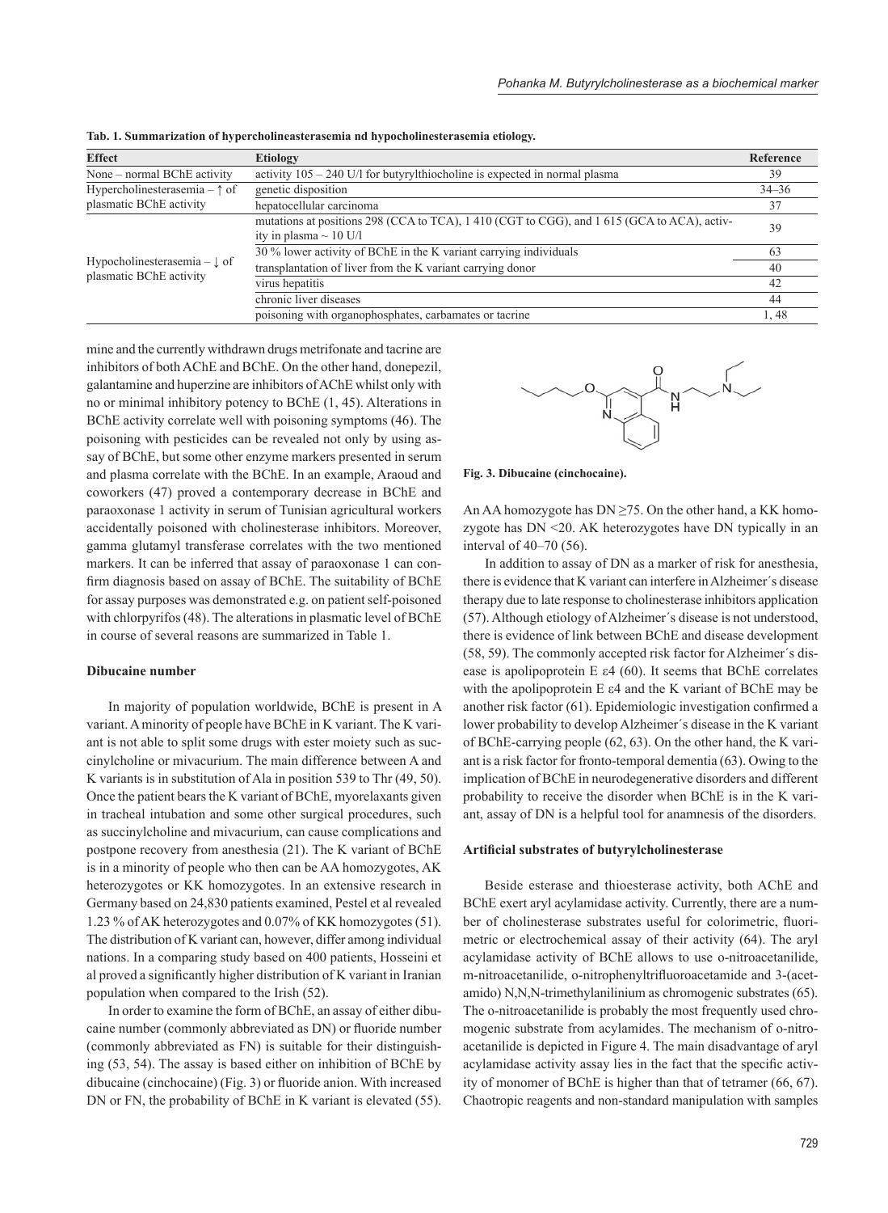**Tab. 1. Summarization of hypercholineasterasemia nd hypocholinesterasemia etiology.**

| Effect | Etiology | Reference |
|---|---|---|
| None – normal BChE activity | activity 105 – 240 U/l for butyrylthiocholine is expected in normal plasma | 39 |
| Hypercholinesterasemia – ↑ of plasmatic BChE activity | genetic disposition | 34–36 |
| | hepatocellular carcinoma | 37 |
| Hypocholinesterasemia – ↓ of plasmatic BChE activity | mutations at positions 298 (CCA to TCA), 1 410 (CGT to CGG), and 1 615 (GCA to ACA), activity in plasma ~ 10 U/l | 39 |
| | 30 % lower activity of BChE in the K variant carrying individuals | 63 |
| | transplantation of liver from the K variant carrying donor | 40 |
| | virus hepatitis | 42 |
| | chronic liver diseases | 44 |
| | poisoning with organophosphates, carbamates or tacrine | 1, 48 |

mine and the currently withdrawn drugs metrifonate and tacrine are inhibitors of both AChE and BChE. On the other hand, donepezil, galantamine and huperzine are inhibitors of AChE whilst only with no or minimal inhibitory potency to BChE (1, 45). Alterations in BChE activity correlate well with poisoning symptoms (46). The poisoning with pesticides can be revealed not only by using assay of BChE, but some other enzyme markers presented in serum and plasma correlate with the BChE. In an example, Araoud and coworkers (47) proved a contemporary decrease in BChE and paraoxonase 1 activity in serum of Tunisian agricultural workers accidentally poisoned with cholinesterase inhibitors. Moreover, gamma glutamyl transferase correlates with the two mentioned markers. It can be inferred that assay of paraoxonase 1 can confirm diagnosis based on assay of BChE. The suitability of BChE for assay purposes was demonstrated e.g. on patient self-poisoned with chlorpyrifos (48). The alterations in plasmatic level of BChE in course of several reasons are summarized in Table 1.

### Dibucaine number

In majority of population worldwide, BChE is present in A variant. A minority of people have BChE in K variant. The K variant is not able to split some drugs with ester moiety such as succinylcholine or mivacurium. The main difference between A and K variants is in substitution of Ala in position 539 to Thr (49, 50). Once the patient bears the K variant of BChE, myorelaxants given in tracheal intubation and some other surgical procedures, such as succinylcholine and mivacurium, can cause complications and postpone recovery from anesthesia (21). The K variant of BChE is in a minority of people who then can be AA homozygotes, AK heterozygotes or KK homozygotes. In an extensive research in Germany based on 24,830 patients examined, Pestel et al revealed 1.23 % of AK heterozygotes and 0.07% of KK homozygotes (51). The distribution of K variant can, however, differ among individual nations. In a comparing study based on 400 patients, Hosseini et al proved a significantly higher distribution of K variant in Iranian population when compared to the Irish (52).

In order to examine the form of BChE, an assay of either dibucaine number (commonly abbreviated as DN) or fluoride number (commonly abbreviated as FN) is suitable for their distinguishing (53, 54). The assay is based either on inhibition of BChE by dibucaine (cinchocaine) (Fig. 3) or fluoride anion. With increased DN or FN, the probability of BChE in K variant is elevated (55).

**Fig. 3. Dibucaine (cinchocaine).**

An AA homozygote has DN ≥75. On the other hand, a KK homozygote has DN <20. AK heterozygotes have DN typically in an interval of 40–70 (56).

In addition to assay of DN as a marker of risk for anesthesia, there is evidence that K variant can interfere in Alzheimer´s disease therapy due to late response to cholinesterase inhibitors application (57). Although etiology of Alzheimer´s disease is not understood, there is evidence of link between BChE and disease development (58, 59). The commonly accepted risk factor for Alzheimer´s disease is apolipoprotein E ε4 (60). It seems that BChE correlates with the apolipoprotein E ε4 and the K variant of BChE may be another risk factor (61). Epidemiologic investigation confirmed a lower probability to develop Alzheimer´s disease in the K variant of BChE-carrying people (62, 63). On the other hand, the K variant is a risk factor for fronto-temporal dementia (63). Owing to the implication of BChE in neurodegenerative disorders and different probability to receive the disorder when BChE is in the K variant, assay of DN is a helpful tool for anamnesis of the disorders.

### Artificial substrates of butyrylcholinesterase

Beside esterase and thioesterase activity, both AChE and BChE exert aryl acylamidase activity. Currently, there are a number of cholinesterase substrates useful for colorimetric, fluorimetric or electrochemical assay of their activity (64). The aryl acylamidase activity of BChE allows to use o-nitroacetanilide, m-nitroacetanilide, o-nitrophenyltrifluoroacetamide and 3-(acetamido) N,N,N-trimethylanilinium as chromogenic substrates (65). The o-nitroacetanilide is probably the most frequently used chromogenic substrate from acylamides. The mechanism of o-nitroacetanilide is depicted in Figure 4. The main disadvantage of aryl acylamidase activity assay lies in the fact that the specific activity of monomer of BChE is higher than that of tetramer (66, 67). Chaotropic reagents and non-standard manipulation with samples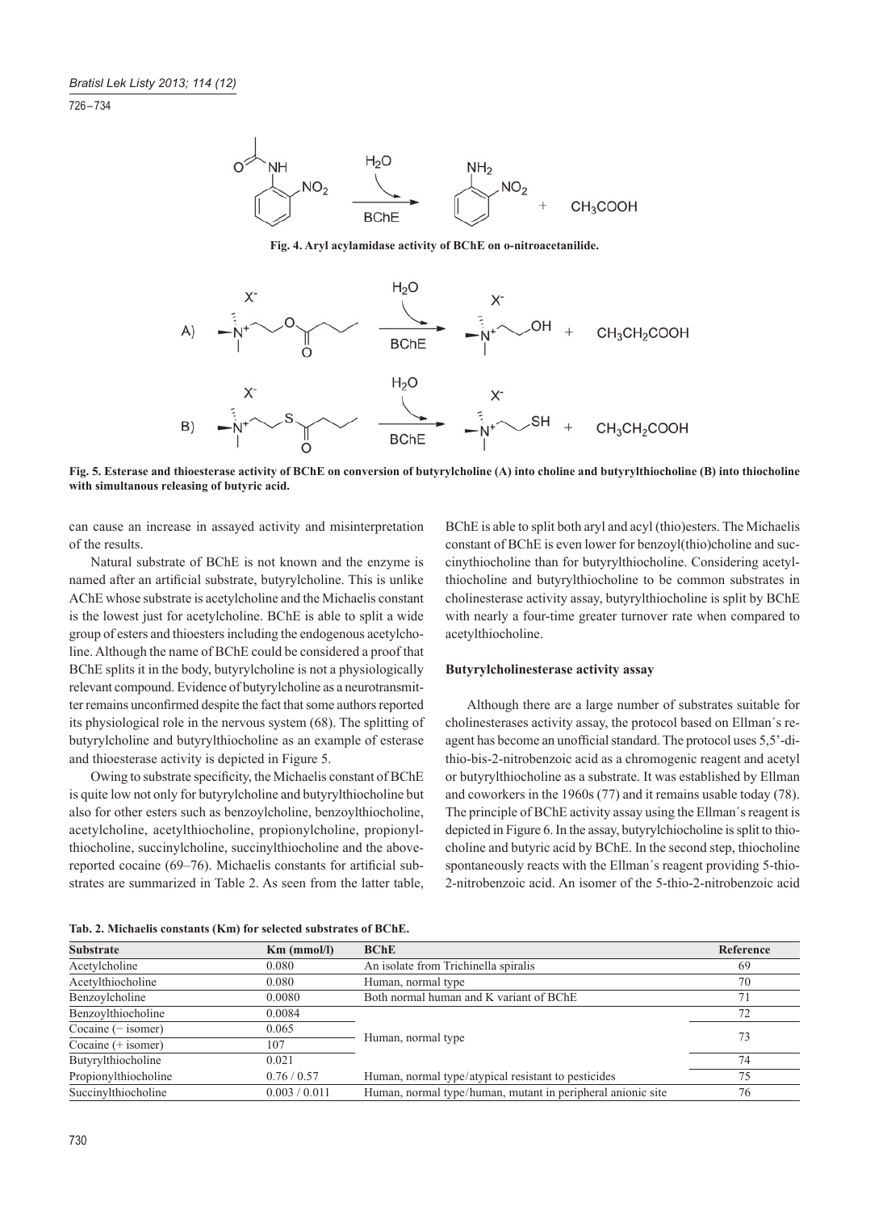Fig. 4. Aryl acylamidase activity of BChE on o-nitroacetanilide.

Fig. 5. Esterase and thioesterase activity of BChE on conversion of butyrylcholine (A) into choline and butyrylthiocholine (B) into thiocholine with simultanous releasing of butyric acid.

can cause an increase in assayed activity and misinterpretation of the results.

Natural substrate of BChE is not known and the enzyme is named after an artificial substrate, butyrylcholine. This is unlike AChE whose substrate is acetylcholine and the Michaelis constant is the lowest just for acetylcholine. BChE is able to split a wide group of esters and thioesters including the endogenous acetylcholine. Although the name of BChE could be considered a proof that BChE splits it in the body, butyrylcholine is not a physiologically relevant compound. Evidence of butyrylcholine as a neurotransmitter remains unconfirmed despite the fact that some authors reported its physiological role in the nervous system (68). The splitting of butyrylcholine and butyrylthiocholine as an example of esterase and thioesterase activity is depicted in Figure 5.

Owing to substrate specificity, the Michaelis constant of BChE is quite low not only for butyrylcholine and butyrylthiocholine but also for other esters such as benzoylcholine, benzoylthiocholine, acetylcholine, acetylthiocholine, propionylcholine, propionylthiocholine, succinylcholine, succinylthiocholine and the above-reported cocaine (69–76). Michaelis constants for artificial substrates are summarized in Table 2. As seen from the latter table, BChE is able to split both aryl and acyl (thio)esters. The Michaelis constant of BChE is even lower for benzoyl(thio)choline and succinythiocholine than for butyrylthiocholine. Considering acetylthiocholine and butyrylthiocholine to be common substrates in cholinesterase activity assay, butyrylthiocholine is split by BChE with nearly a four-time greater turnover rate when compared to acetylthiocholine.

### Butyrylcholinesterase activity assay

Although there are a large number of substrates suitable for cholinesterases activity assay, the protocol based on Ellman´s reagent has become an unofficial standard. The protocol uses 5,5'-dithio-bis-2-nitrobenzoic acid as a chromogenic reagent and acetyl or butyrylthiocholine as a substrate. It was established by Ellman and coworkers in the 1960s (77) and it remains usable today (78). The principle of BChE activity assay using the Ellman´s reagent is depicted in Figure 6. In the assay, butyrylchiocholine is split to thiocholine and butyric acid by BChE. In the second step, thiocholine spontaneously reacts with the Ellman´s reagent providing 5-thio-2-nitrobenzoic acid. An isomer of the 5-thio-2-nitrobenzoic acid

Tab. 2. Michaelis constants (Km) for selected substrates of BChE.

| Substrate | Km (mmol/l) | BChE | Reference |
|---|---|---|---|
| Acetylcholine | 0.080 | An isolate from Trichinella spiralis | 69 |
| Acetylthiocholine | 0.080 | Human, normal type | 70 |
| Benzoylcholine | 0.0080 | Both normal human and K variant of BChE | 71 |
| Benzoylthiocholine | 0.0084 | Human, normal type | 72 |
| Cocaine (− isomer) | 0.065 | Human, normal type | 73 |
| Cocaine (+ isomer) | 107 | Human, normal type | 73 |
| Butyrylthiocholine | 0.021 | Human, normal type | 74 |
| Propionylthiocholine | 0.76 / 0.57 | Human, normal type/atypical resistant to pesticides | 75 |
| Succinylthiocholine | 0.003 / 0.011 | Human, normal type/human, mutant in peripheral anionic site | 76 |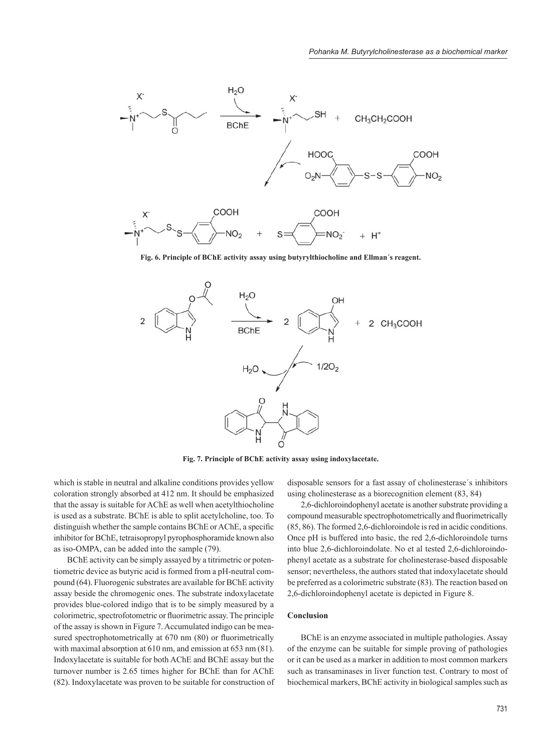Fig. 6. Principle of BChE activity assay using butyrylthiocholine and Ellman´s reagent.

Fig. 7. Principle of BChE activity assay using indoxylacetate.

which is stable in neutral and alkaline conditions provides yellow coloration strongly absorbed at 412 nm. It should be emphasized that the assay is suitable for AChE as well when acetylthiocholine is used as a substrate. BChE is able to split acetylcholine, too. To distinguish whether the sample contains BChE or AChE, a specific inhibitor for BChE, tetraisopropyl pyrophosphoramide known also as iso-OMPA, can be added into the sample (79).

BChE activity can be simply assayed by a titrimetric or potentiometric device as butyric acid is formed from a pH-neutral compound (64). Fluorogenic substrates are available for BChE activity assay beside the chromogenic ones. The substrate indoxylacetate provides blue-colored indigo that is to be simply measured by a colorimetric, spectrofotometric or fluorimetric assay. The principle of the assay is shown in Figure 7. Accumulated indigo can be measured spectrophotometrically at 670 nm (80) or fluorimetrically with maximal absorption at 610 nm, and emission at 653 nm (81). Indoxylacetate is suitable for both AChE and BChE assay but the turnover number is 2.65 times higher for BChE than for AChE (82). Indoxylacetate was proven to be suitable for construction of disposable sensors for a fast assay of cholinesterase´s inhibitors using cholinesterase as a biorecognition element (83, 84)

2,6-dichloroindophenyl acetate is another substrate providing a compound measurable spectrophotometrically and fluorimetrically (85, 86). The formed 2,6-dichloroindole is red in acidic conditions. Once pH is buffered into basic, the red 2,6-dichloroindole turns into blue 2,6-dichloroindolate. No et al tested 2,6-dichloroindophenyl acetate as a substrate for cholinesterase-based disposable sensor; nevertheless, the authors stated that indoxylacetate should be preferred as a colorimetric substrate (83). The reaction based on 2,6-dichloroindophenyl acetate is depicted in Figure 8.

## Conclusion

BChE is an enzyme associated in multiple pathologies. Assay of the enzyme can be suitable for simple proving of pathologies or it can be used as a marker in addition to most common markers such as transaminases in liver function test. Contrary to most of biochemical markers, BChE activity in biological samples such as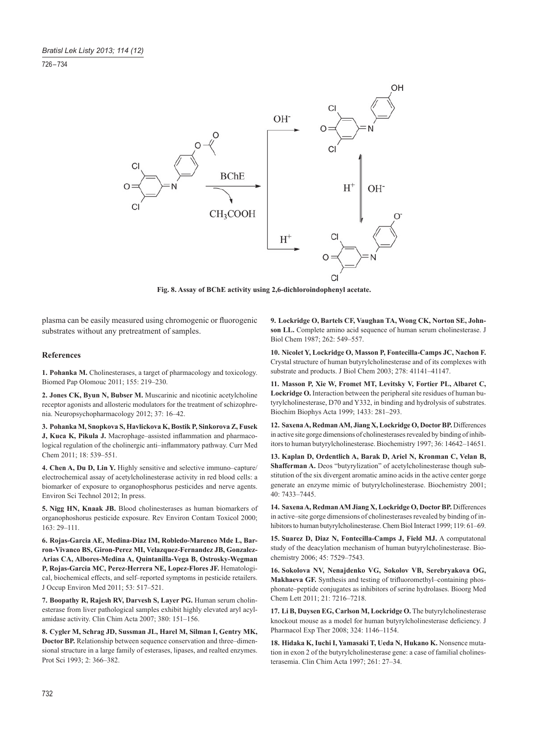Fig. 8. Assay of BChE activity using 2,6-dichloroindophenyl acetate.

plasma can be easily measured using chromogenic or fluorogenic substrates without any pretreatment of samples.

## References

**1. Pohanka M.** Cholinesterases, a target of pharmacology and toxicology. Biomed Pap Olomouc 2011; 155: 219–230.

**2. Jones CK, Byun N, Bubser M.** Muscarinic and nicotinic acetylcholine receptor agonists and allosteric modulators for the treatment of schizophrenia. Neuropsychopharmacology 2012; 37: 16–42.

**3. Pohanka M, Snopkova S, Havlickova K, Bostik P, Sinkorova Z, Fusek J, Kuca K, Pikula J.** Macrophage–assisted inflammation and pharmacological regulation of the cholinergic anti–inflammatory pathway. Curr Med Chem 2011; 18: 539–551.

**4. Chen A, Du D, Lin Y.** Highly sensitive and selective immuno–capture/electrochemical assay of acetylcholinesterase activity in red blood cells: a biomarker of exposure to organophosphorus pesticides and nerve agents. Environ Sci Technol 2012; In press.

**5. Nigg HN, Knaak JB.** Blood cholinesterases as human biomarkers of organophoshorus pesticide exposure. Rev Environ Contam Toxicol 2000; 163: 29–111.

**6. Rojas-Garcia AE, Medina-Diaz IM, Robledo-Marenco Mde L, Barron-Vivanco BS, Giron-Perez MI, Velazquez-Fernandez JB, Gonzalez-Arias CA, Albores-Medina A, Quintanilla-Vega B, Ostrosky-Wegman P, Rojas-Garcia MC, Perez-Herrera NE, Lopez-Flores JF.** Hematological, biochemical effects, and self–reported symptoms in pesticide retailers. J Occup Environ Med 2011; 53: 517–521.

**7. Boopathy R, Rajesh RV, Darvesh S, Layer PG.** Human serum cholinesterase from liver pathological samples exhibit highly elevated aryl acylamidase activity. Clin Chim Acta 2007; 380: 151–156.

**8. Cygler M, Schrag JD, Sussman JL, Harel M, Silman I, Gentry MK, Doctor BP.** Relationship between sequence conservation and three–dimensional structure in a large family of esterases, lipases, and realted enzymes. Prot Sci 1993; 2: 366–382.

**9. Lockridge O, Bartels CF, Vaughan TA, Wong CK, Norton SE, Johnson LL.** Complete amino acid sequence of human serum cholinesterase. J Biol Chem 1987; 262: 549–557.

**10. Nicolet Y, Lockridge O, Masson P, Fontecilla-Camps JC, Nachon F.** Crystal structure of human butyrylcholinesterase and of its complexes with substrate and products. J Biol Chem 2003; 278: 41141–41147.

**11. Masson P, Xie W, Fromet MT, Levitsky V, Fortier PL, Albaret C, Lockridge O.** Interaction between the peripheral site residues of human butyrylcholinesterase, D70 and Y332, in binding and hydrolysis of substrates. Biochim Biophys Acta 1999; 1433: 281–293.

**12. Saxena A, Redman AM, Jiang X, Lockridge O, Doctor BP.** Differences in active site gorge dimensions of cholinesterases revealed by binding of inhibitors to human butyrylcholinesterase. Biochemistry 1997; 36: 14642–14651.

**13. Kaplan D, Ordentlich A, Barak D, Ariel N, Kronman C, Velan B, Shafferman A.** Deos "butyrylization" of acetylcholinesterase though substitution of the six divergent aromatic amino acids in the active center gorge generate an enzyme mimic of butyrylcholinesterase. Biochemistry 2001; 40: 7433–7445.

**14. Saxena A, Redman AM Jiang X, Lockridge O, Doctor BP.** Differences in active–site gorge dimensions of cholinesterases revealed by binding of inhibitors to human butyrylcholinesterase. Chem Biol Interact 1999; 119: 61–69.

**15. Suarez D, Diaz N, Fontecilla-Camps J, Field MJ.** A computatonal study of the deacylation mechanism of human butyrylcholinesterase. Biochemistry 2006; 45: 7529–7543.

**16. Sokolova NV, Nenajdenko VG, Sokolov VB, Serebryakova OG, Makhaeva GF.** Synthesis and testing of trifluoromethyl–containing phosphonate–peptide conjugates as inhibitors of serine hydrolases. Bioorg Med Chem Lett 2011; 21: 7216–7218.

**17. Li B, Duysen EG, Carlson M, Lockridge O.** The butyrylcholinesterase knockout mouse as a model for human butyrylcholinesterase deficiency. J Pharmacol Exp Ther 2008; 324: 1146–1154.

**18. Hidaka K, Iuchi I, Yamasaki T, Ueda N, Hukano K.** Nonsense mutation in exon 2 of the butyrylcholinesterase gene: a case of familial cholinesterasemia. Clin Chim Acta 1997; 261: 27–34.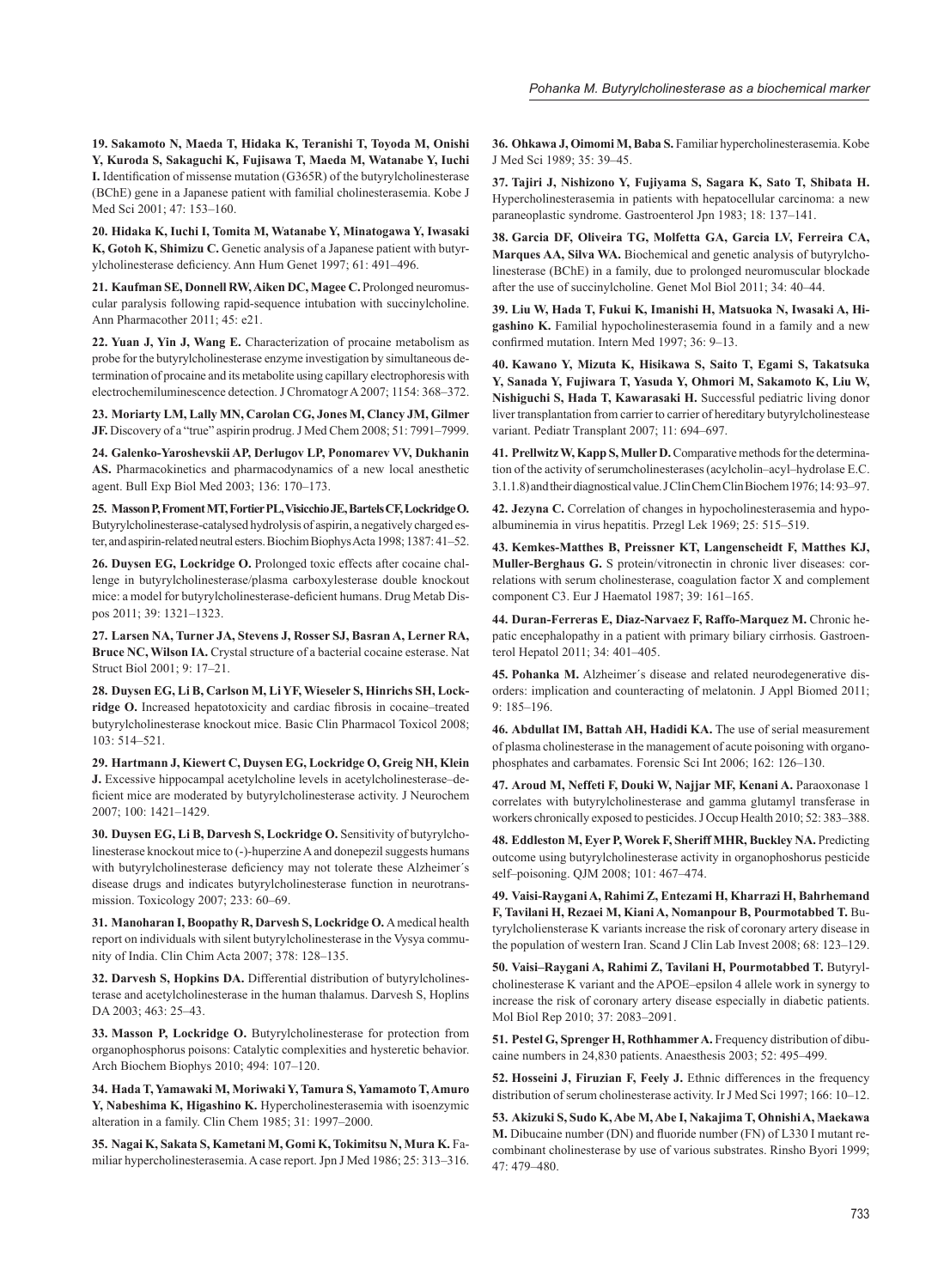**19. Sakamoto N, Maeda T, Hidaka K, Teranishi T, Toyoda M, Onishi Y, Kuroda S, Sakaguchi K, Fujisawa T, Maeda M, Watanabe Y, Iuchi I.** Identification of missense mutation (G365R) of the butyrylcholinesterase (BChE) gene in a Japanese patient with familial cholinesterasemia. Kobe J Med Sci 2001; 47: 153–160.

**20. Hidaka K, Iuchi I, Tomita M, Watanabe Y, Minatogawa Y, Iwasaki K, Gotoh K, Shimizu C.** Genetic analysis of a Japanese patient with butyrylcholinesterase deficiency. Ann Hum Genet 1997; 61: 491–496.

**21. Kaufman SE, Donnell RW, Aiken DC, Magee C.** Prolonged neuromuscular paralysis following rapid-sequence intubation with succinylcholine. Ann Pharmacother 2011; 45: e21.

**22. Yuan J, Yin J, Wang E.** Characterization of procaine metabolism as probe for the butyrylcholinesterase enzyme investigation by simultaneous determination of procaine and its metabolite using capillary electrophoresis with electrochemiluminescence detection. J Chromatogr A 2007; 1154: 368–372.

**23. Moriarty LM, Lally MN, Carolan CG, Jones M, Clancy JM, Gilmer JF.** Discovery of a "true" aspirin prodrug. J Med Chem 2008; 51: 7991–7999.

**24. Galenko-Yaroshevskii AP, Derlugov LP, Ponomarev VV, Dukhanin AS.** Pharmacokinetics and pharmacodynamics of a new local anesthetic agent. Bull Exp Biol Med 2003; 136: 170–173.

**25. Masson P, Froment MT, Fortier PL, Visicchio JE, Bartels CF, Lockridge O.** Butyrylcholinesterase-catalysed hydrolysis of aspirin, a negatively charged ester, and aspirin-related neutral esters. Biochim Biophys Acta 1998; 1387: 41–52.

**26. Duysen EG, Lockridge O.** Prolonged toxic effects after cocaine challenge in butyrylcholinesterase/plasma carboxylesterase double knockout mice: a model for butyrylcholinesterase-deficient humans. Drug Metab Dispos 2011; 39: 1321–1323.

**27. Larsen NA, Turner JA, Stevens J, Rosser SJ, Basran A, Lerner RA, Bruce NC, Wilson IA.** Crystal structure of a bacterial cocaine esterase. Nat Struct Biol 2001; 9: 17–21.

**28. Duysen EG, Li B, Carlson M, Li YF, Wieseler S, Hinrichs SH, Lockridge O.** Increased hepatotoxicity and cardiac fibrosis in cocaine–treated butyrylcholinesterase knockout mice. Basic Clin Pharmacol Toxicol 2008; 103: 514–521.

**29. Hartmann J, Kiewert C, Duysen EG, Lockridge O, Greig NH, Klein J.** Excessive hippocampal acetylcholine levels in acetylcholinesterase–deficient mice are moderated by butyrylcholinesterase activity. J Neurochem 2007; 100: 1421–1429.

**30. Duysen EG, Li B, Darvesh S, Lockridge O.** Sensitivity of butyrylcholinesterase knockout mice to (-)-huperzine A and donepezil suggests humans with butyrylcholinesterase deficiency may not tolerate these Alzheimer´s disease drugs and indicates butyrylcholinesterase function in neurotransmission. Toxicology 2007; 233: 60–69.

**31. Manoharan I, Boopathy R, Darvesh S, Lockridge O.** A medical health report on individuals with silent butyrylcholinesterase in the Vysya community of India. Clin Chim Acta 2007; 378: 128–135.

**32. Darvesh S, Hopkins DA.** Differential distribution of butyrylcholinesterase and acetylcholinesterase in the human thalamus. Darvesh S, Hoplins DA 2003; 463: 25–43.

**33. Masson P, Lockridge O.** Butyrylcholinesterase for protection from organophosphorus poisons: Catalytic complexities and hysteretic behavior. Arch Biochem Biophys 2010; 494: 107–120.

**34. Hada T, Yamawaki M, Moriwaki Y, Tamura S, Yamamoto T, Amuro Y, Nabeshima K, Higashino K.** Hypercholinesterasemia with isoenzymic alteration in a family. Clin Chem 1985; 31: 1997–2000.

**35. Nagai K, Sakata S, Kametani M, Gomi K, Tokimitsu N, Mura K.** Familiar hypercholinesterasemia. A case report. Jpn J Med 1986; 25: 313–316.

**36. Ohkawa J, Oimomi M, Baba S.** Familiar hypercholinesterasemia. Kobe J Med Sci 1989; 35: 39–45.

**37. Tajiri J, Nishizono Y, Fujiyama S, Sagara K, Sato T, Shibata H.** Hypercholinesterasemia in patients with hepatocellular carcinoma: a new paraneoplastic syndrome. Gastroenterol Jpn 1983; 18: 137–141.

**38. Garcia DF, Oliveira TG, Molfetta GA, Garcia LV, Ferreira CA, Marques AA, Silva WA.** Biochemical and genetic analysis of butyrylcholinesterase (BChE) in a family, due to prolonged neuromuscular blockade after the use of succinylcholine. Genet Mol Biol 2011; 34: 40–44.

**39. Liu W, Hada T, Fukui K, Imanishi H, Matsuoka N, Iwasaki A, Higashino K.** Familial hypocholinesterasemia found in a family and a new confirmed mutation. Intern Med 1997; 36: 9–13.

**40. Kawano Y, Mizuta K, Hisikawa S, Saito T, Egami S, Takatsuka Y, Sanada Y, Fujiwara T, Yasuda Y, Ohmori M, Sakamoto K, Liu W, Nishiguchi S, Hada T, Kawarasaki H.** Successful pediatric living donor liver transplantation from carrier to carrier of hereditary butyrylcholinestease variant. Pediatr Transplant 2007; 11: 694–697.

**41. Prellwitz W, Kapp S, Muller D.** Comparative methods for the determination of the activity of serumcholinesterases (acylcholin–acyl–hydrolase E.C. 3.1.1.8) and their diagnostical value. J Clin Chem Clin Biochem 1976; 14: 93–97.

**42. Jezyna C.** Correlation of changes in hypocholinesterasemia and hypoalbuminemia in virus hepatitis. Przegl Lek 1969; 25: 515–519.

**43. Kemkes-Matthes B, Preissner KT, Langenscheidt F, Matthes KJ, Muller-Berghaus G.** S protein/vitronectin in chronic liver diseases: correlations with serum cholinesterase, coagulation factor X and complement component C3. Eur J Haematol 1987; 39: 161–165.

**44. Duran-Ferreras E, Diaz-Narvaez F, Raffo-Marquez M.** Chronic hepatic encephalopathy in a patient with primary biliary cirrhosis. Gastroenterol Hepatol 2011; 34: 401–405.

**45. Pohanka M.** Alzheimer´s disease and related neurodegenerative disorders: implication and counteracting of melatonin. J Appl Biomed 2011; 9: 185–196.

**46. Abdullat IM, Battah AH, Hadidi KA.** The use of serial measurement of plasma cholinesterase in the management of acute poisoning with organophosphates and carbamates. Forensic Sci Int 2006; 162: 126–130.

**47. Aroud M, Neffeti F, Douki W, Najjar MF, Kenani A.** Paraoxonase 1 correlates with butyrylcholinesterase and gamma glutamyl transferase in workers chronically exposed to pesticides. J Occup Health 2010; 52: 383–388.

**48. Eddleston M, Eyer P, Worek F, Sheriff MHR, Buckley NA.** Predicting outcome using butyrylcholinesterase activity in organophoshorus pesticide self–poisoning. QJM 2008; 101: 467–474.

**49. Vaisi-Raygani A, Rahimi Z, Entezami H, Kharrazi H, Bahrhemand F, Tavilani H, Rezaei M, Kiani A, Nomanpour B, Pourmotabbed T.** Butyrylcholiensterase K variants increase the risk of coronary artery disease in the population of western Iran. Scand J Clin Lab Invest 2008; 68: 123–129.

**50. Vaisi–Raygani A, Rahimi Z, Tavilani H, Pourmotabbed T.** Butyrylcholinesterase K variant and the APOE–epsilon 4 allele work in synergy to increase the risk of coronary artery disease especially in diabetic patients. Mol Biol Rep 2010; 37: 2083–2091.

**51. Pestel G, Sprenger H, Rothhammer A.** Frequency distribution of dibucaine numbers in 24,830 patients. Anaesthesia 2003; 52: 495–499.

**52. Hosseini J, Firuzian F, Feely J.** Ethnic differences in the frequency distribution of serum cholinesterase activity. Ir J Med Sci 1997; 166: 10–12.

**53. Akizuki S, Sudo K, Abe M, Abe I, Nakajima T, Ohnishi A, Maekawa M.** Dibucaine number (DN) and fluoride number (FN) of L330 I mutant recombinant cholinesterase by use of various substrates. Rinsho Byori 1999; 47: 479–480.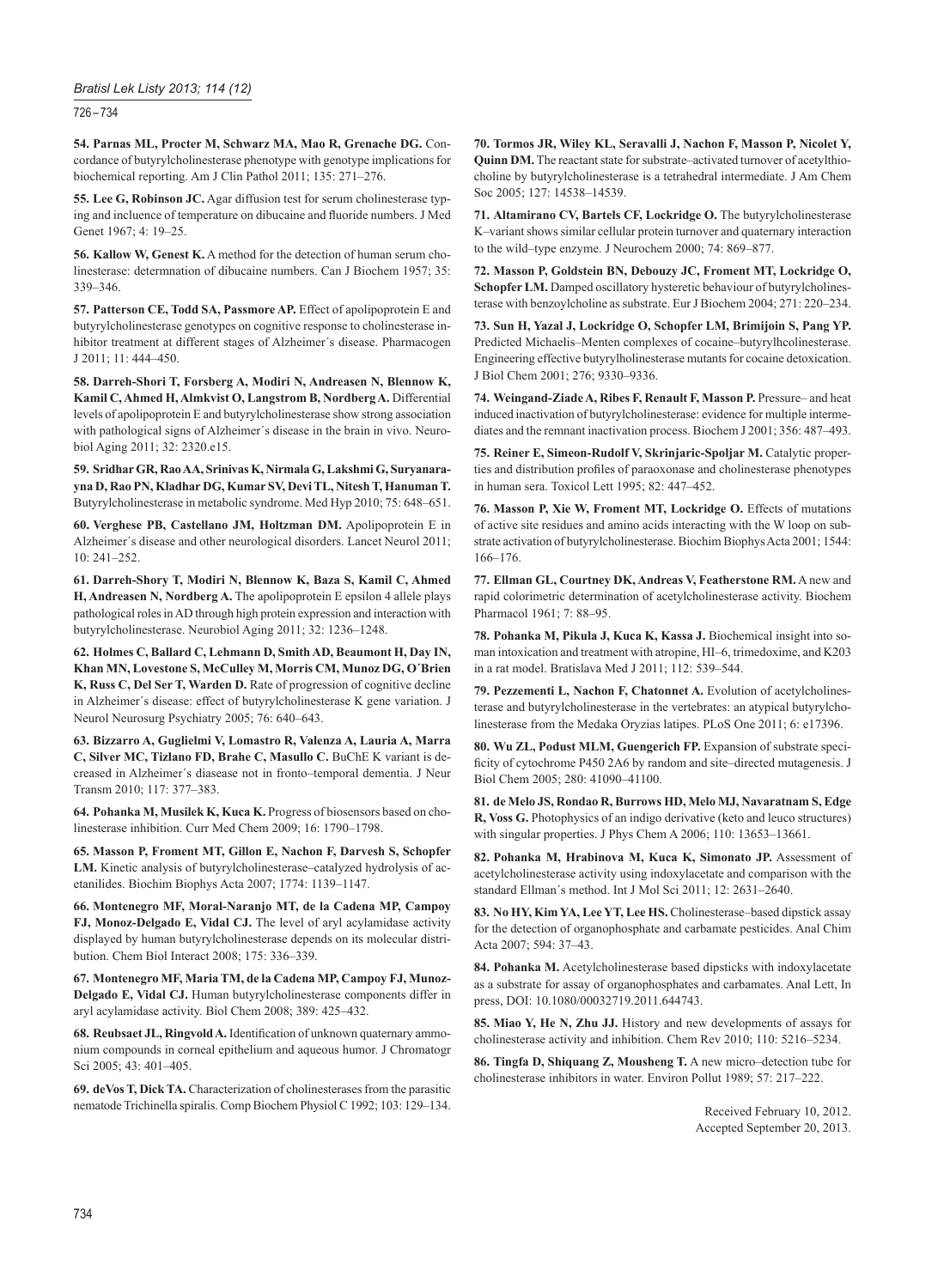**54. Parnas ML, Procter M, Schwarz MA, Mao R, Grenache DG.** Concordance of butyrylcholinesterase phenotype with genotype implications for biochemical reporting. Am J Clin Pathol 2011; 135: 271–276.

**55. Lee G, Robinson JC.** Agar diffusion test for serum cholinesterase typing and incluence of temperature on dibucaine and fluoride numbers. J Med Genet 1967; 4: 19–25.

**56. Kallow W, Genest K.** A method for the detection of human serum cholinesterase: determnation of dibucaine numbers. Can J Biochem 1957; 35: 339–346.

**57. Patterson CE, Todd SA, Passmore AP.** Effect of apolipoprotein E and butyrylcholinesterase genotypes on cognitive response to cholinesterase inhibitor treatment at different stages of Alzheimer´s disease. Pharmacogen J 2011; 11: 444–450.

**58. Darreh-Shori T, Forsberg A, Modiri N, Andreasen N, Blennow K, Kamil C, Ahmed H, Almkvist O, Langstrom B, Nordberg A.** Differential levels of apolipoprotein E and butyrylcholinesterase show strong association with pathological signs of Alzheimer´s disease in the brain in vivo. Neurobiol Aging 2011; 32: 2320.e15.

**59. Sridhar GR, Rao AA, Srinivas K, Nirmala G, Lakshmi G, Suryanarayna D, Rao PN, Kladhar DG, Kumar SV, Devi TL, Nitesh T, Hanuman T.** Butyrylcholinesterase in metabolic syndrome. Med Hyp 2010; 75: 648–651.

**60. Verghese PB, Castellano JM, Holtzman DM.** Apolipoprotein E in Alzheimer´s disease and other neurological disorders. Lancet Neurol 2011; 10: 241–252.

**61. Darreh-Shory T, Modiri N, Blennow K, Baza S, Kamil C, Ahmed H, Andreasen N, Nordberg A.** The apolipoprotein E epsilon 4 allele plays pathological roles in AD through high protein expression and interaction with butyrylcholinesterase. Neurobiol Aging 2011; 32: 1236–1248.

**62. Holmes C, Ballard C, Lehmann D, Smith AD, Beaumont H, Day IN, Khan MN, Lovestone S, McCulley M, Morris CM, Munoz DG, O´Brien K, Russ C, Del Ser T, Warden D.** Rate of progression of cognitive decline in Alzheimer´s disease: effect of butyrylcholinesterase K gene variation. J Neurol Neurosurg Psychiatry 2005; 76: 640–643.

**63. Bizzarro A, Guglielmi V, Lomastro R, Valenza A, Lauria A, Marra C, Silver MC, Tizlano FD, Brahe C, Masullo C.** BuChE K variant is decreased in Alzheimer´s diasease not in fronto–temporal dementia. J Neur Transm 2010; 117: 377–383.

**64. Pohanka M, Musilek K, Kuca K.** Progress of biosensors based on cholinesterase inhibition. Curr Med Chem 2009; 16: 1790–1798.

**65. Masson P, Froment MT, Gillon E, Nachon F, Darvesh S, Schopfer LM.** Kinetic analysis of butyrylcholinesterase–catalyzed hydrolysis of acetanilides. Biochim Biophys Acta 2007; 1774: 1139–1147.

**66. Montenegro MF, Moral-Naranjo MT, de la Cadena MP, Campoy FJ, Monoz-Delgado E, Vidal CJ.** The level of aryl acylamidase activity displayed by human butyrylcholinesterase depends on its molecular distribution. Chem Biol Interact 2008; 175: 336–339.

**67. Montenegro MF, Maria TM, de la Cadena MP, Campoy FJ, Munoz-Delgado E, Vidal CJ.** Human butyrylcholinesterase components differ in aryl acylamidase activity. Biol Chem 2008; 389: 425–432.

**68. Reubsaet JL, Ringvold A.** Identification of unknown quaternary ammonium compounds in corneal epithelium and aqueous humor. J Chromatogr Sci 2005; 43: 401–405.

**69. deVos T, Dick TA.** Characterization of cholinesterases from the parasitic nematode Trichinella spiralis. Comp Biochem Physiol C 1992; 103: 129–134.

**70. Tormos JR, Wiley KL, Seravalli J, Nachon F, Masson P, Nicolet Y, Quinn DM.** The reactant state for substrate–activated turnover of acetylthiocholine by butyrylcholinesterase is a tetrahedral intermediate. J Am Chem Soc 2005; 127: 14538–14539.

**71. Altamirano CV, Bartels CF, Lockridge O.** The butyrylcholinesterase K–variant shows similar cellular protein turnover and quaternary interaction to the wild–type enzyme. J Neurochem 2000; 74: 869–877.

**72. Masson P, Goldstein BN, Debouzy JC, Froment MT, Lockridge O, Schopfer LM.** Damped oscillatory hysteretic behaviour of butyrylcholinesterase with benzoylcholine as substrate. Eur J Biochem 2004; 271: 220–234.

**73. Sun H, Yazal J, Lockridge O, Schopfer LM, Brimijoin S, Pang YP.** Predicted Michaelis–Menten complexes of cocaine–butyrylhcolinesterase. Engineering effective butyrylholinesterase mutants for cocaine detoxication. J Biol Chem 2001; 276; 9330–9336.

**74. Weingand-Ziade A, Ribes F, Renault F, Masson P.** Pressure– and heat induced inactivation of butyrylcholinesterase: evidence for multiple intermediates and the remnant inactivation process. Biochem J 2001; 356: 487–493.

**75. Reiner E, Simeon-Rudolf V, Skrinjaric-Spoljar M.** Catalytic properties and distribution profiles of paraoxonase and cholinesterase phenotypes in human sera. Toxicol Lett 1995; 82: 447–452.

**76. Masson P, Xie W, Froment MT, Lockridge O.** Effects of mutations of active site residues and amino acids interacting with the W loop on substrate activation of butyrylcholinesterase. Biochim Biophys Acta 2001; 1544: 166–176.

**77. Ellman GL, Courtney DK, Andreas V, Featherstone RM.** A new and rapid colorimetric determination of acetylcholinesterase activity. Biochem Pharmacol 1961; 7: 88–95.

**78. Pohanka M, Pikula J, Kuca K, Kassa J.** Biochemical insight into soman intoxication and treatment with atropine, HI–6, trimedoxime, and K203 in a rat model. Bratislava Med J 2011; 112: 539–544.

**79. Pezzementi L, Nachon F, Chatonnet A.** Evolution of acetylcholinesterase and butyrylcholinesterase in the vertebrates: an atypical butyrylcholinesterase from the Medaka Oryzias latipes. PLoS One 2011; 6: e17396.

**80. Wu ZL, Podust MLM, Guengerich FP.** Expansion of substrate specificity of cytochrome P450 2A6 by random and site–directed mutagenesis. J Biol Chem 2005; 280: 41090–41100.

**81. de Melo JS, Rondao R, Burrows HD, Melo MJ, Navaratnam S, Edge R, Voss G.** Photophysics of an indigo derivative (keto and leuco structures) with singular properties. J Phys Chem A 2006; 110: 13653–13661.

**82. Pohanka M, Hrabinova M, Kuca K, Simonato JP.** Assessment of acetylcholinesterase activity using indoxylacetate and comparison with the standard Ellman´s method. Int J Mol Sci 2011; 12: 2631–2640.

**83. No HY, Kim YA, Lee YT, Lee HS.** Cholinesterase–based dipstick assay for the detection of organophosphate and carbamate pesticides. Anal Chim Acta 2007; 594: 37–43.

**84. Pohanka M.** Acetylcholinesterase based dipsticks with indoxylacetate as a substrate for assay of organophosphates and carbamates. Anal Lett, In press, DOI: 10.1080/00032719.2011.644743.

**85. Miao Y, He N, Zhu JJ.** History and new developments of assays for cholinesterase activity and inhibition. Chem Rev 2010; 110: 5216–5234.

**86. Tingfa D, Shiquang Z, Mousheng T.** A new micro–detection tube for cholinesterase inhibitors in water. Environ Pollut 1989; 57: 217–222.

Received February 10, 2012.
Accepted September 20, 2013.